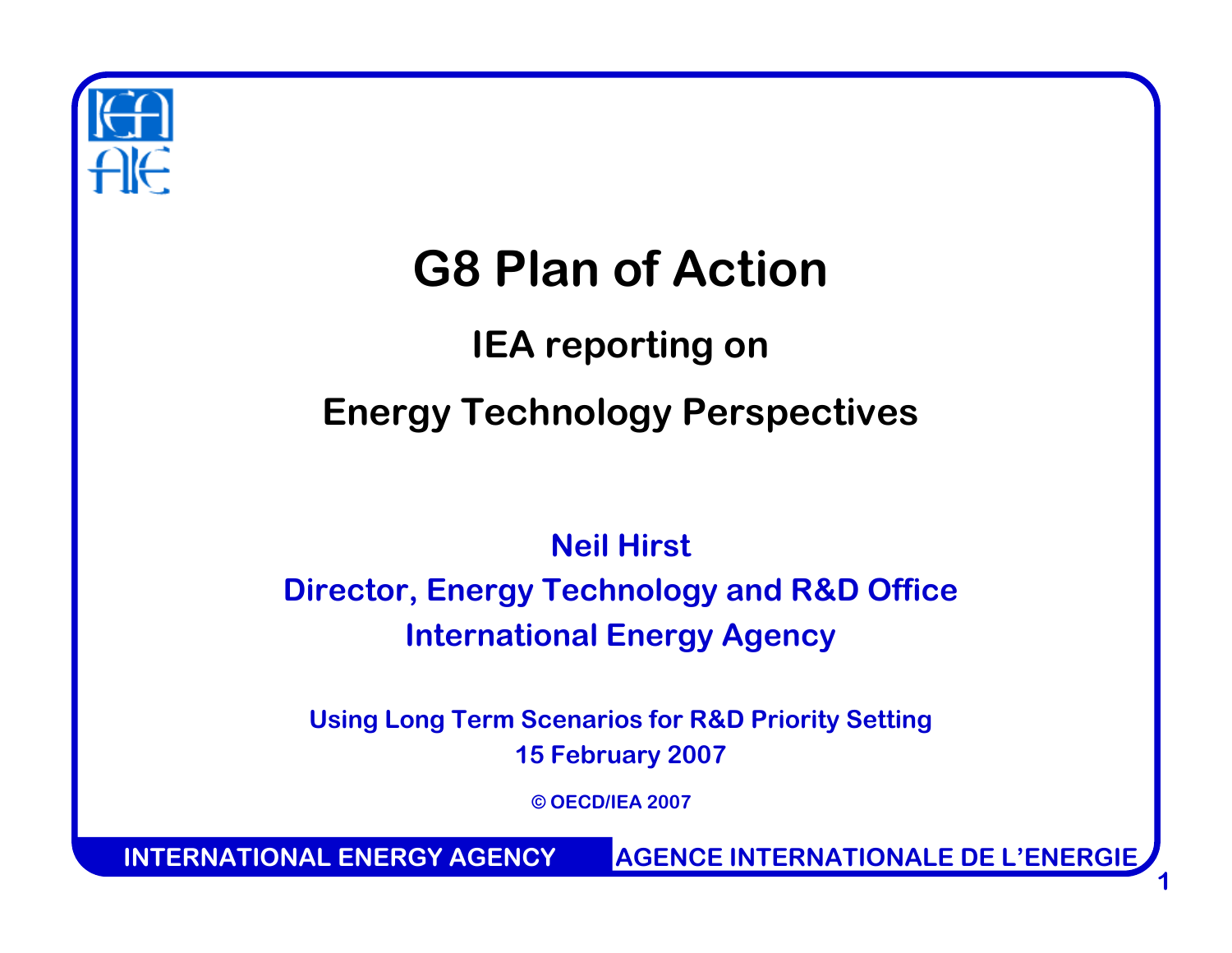# G8 Plan of Action

## IEA reporting on

## Energy Technology Perspectives

**Neil Hirst**
**Director, Energy Technology and R&D Office**
**International Energy Agency**

**Using Long Term Scenarios for R&D Priority Setting**
**15 February 2007**

© OECD/IEA 2007

INTERNATIONAL ENERGY AGENCY AGENCE INTERNATIONALE DE L'ENERGIE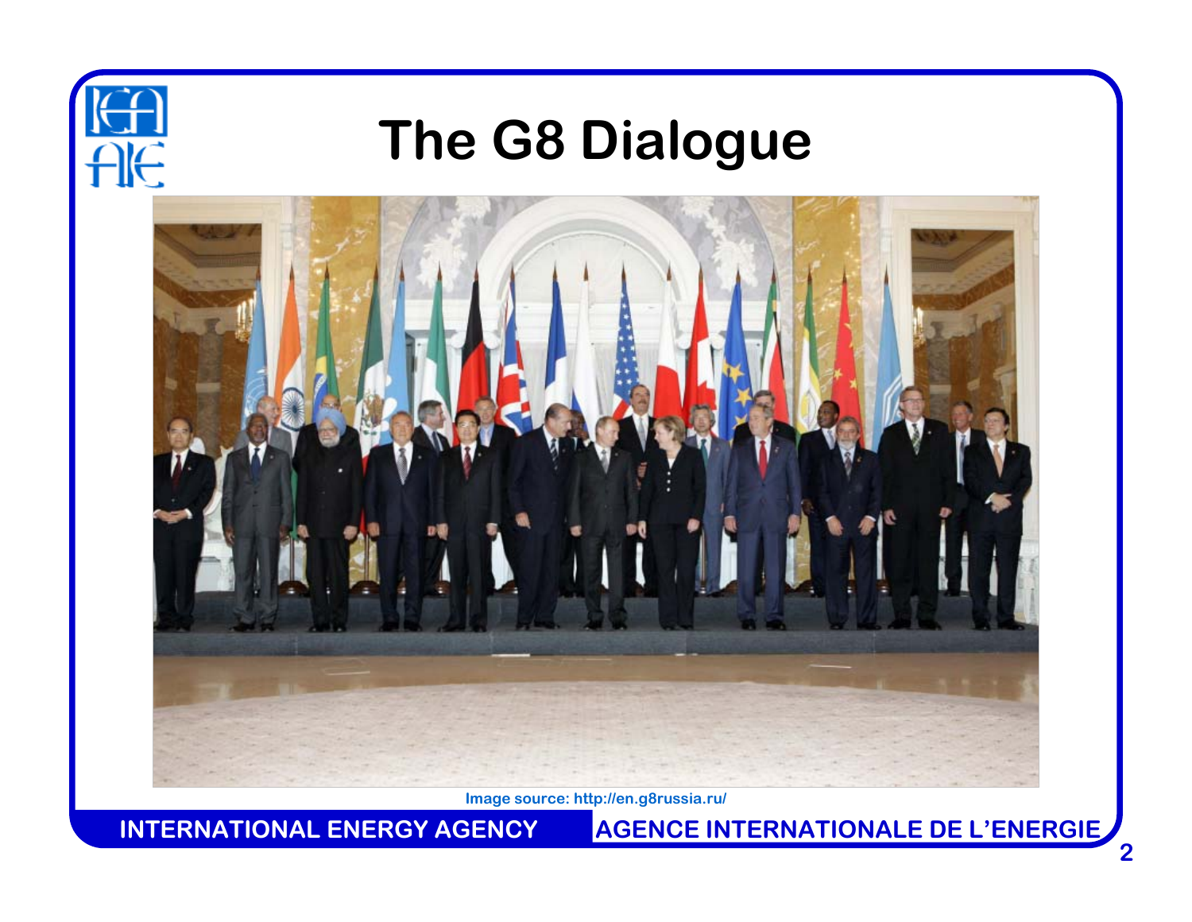# The G8 Dialogue

Image source: http://en.g8russia.ru/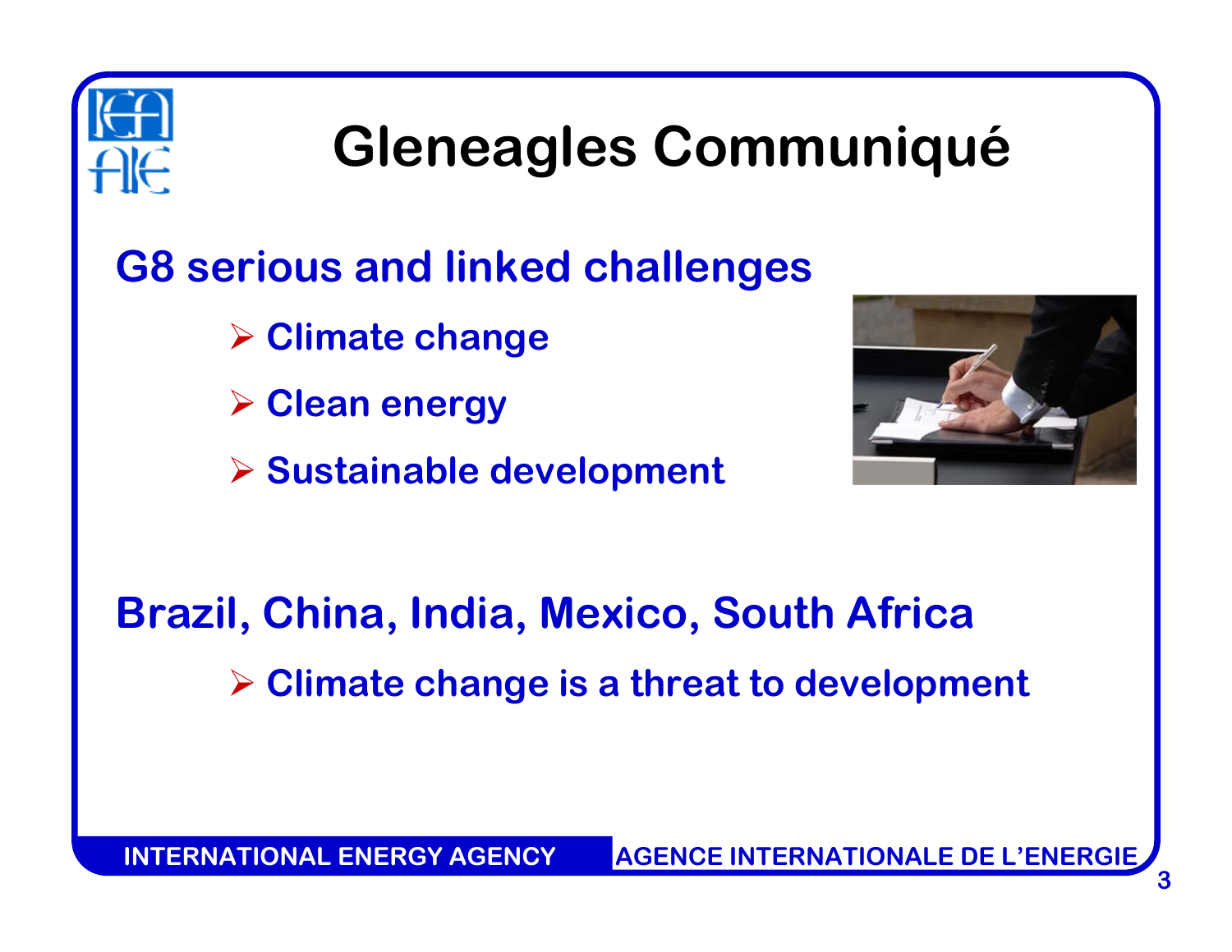# Gleneagles Communiqué

## G8 serious and linked challenges

- Climate change
- Clean energy
- Sustainable development

## Brazil, China, India, Mexico, South Africa

- Climate change is a threat to development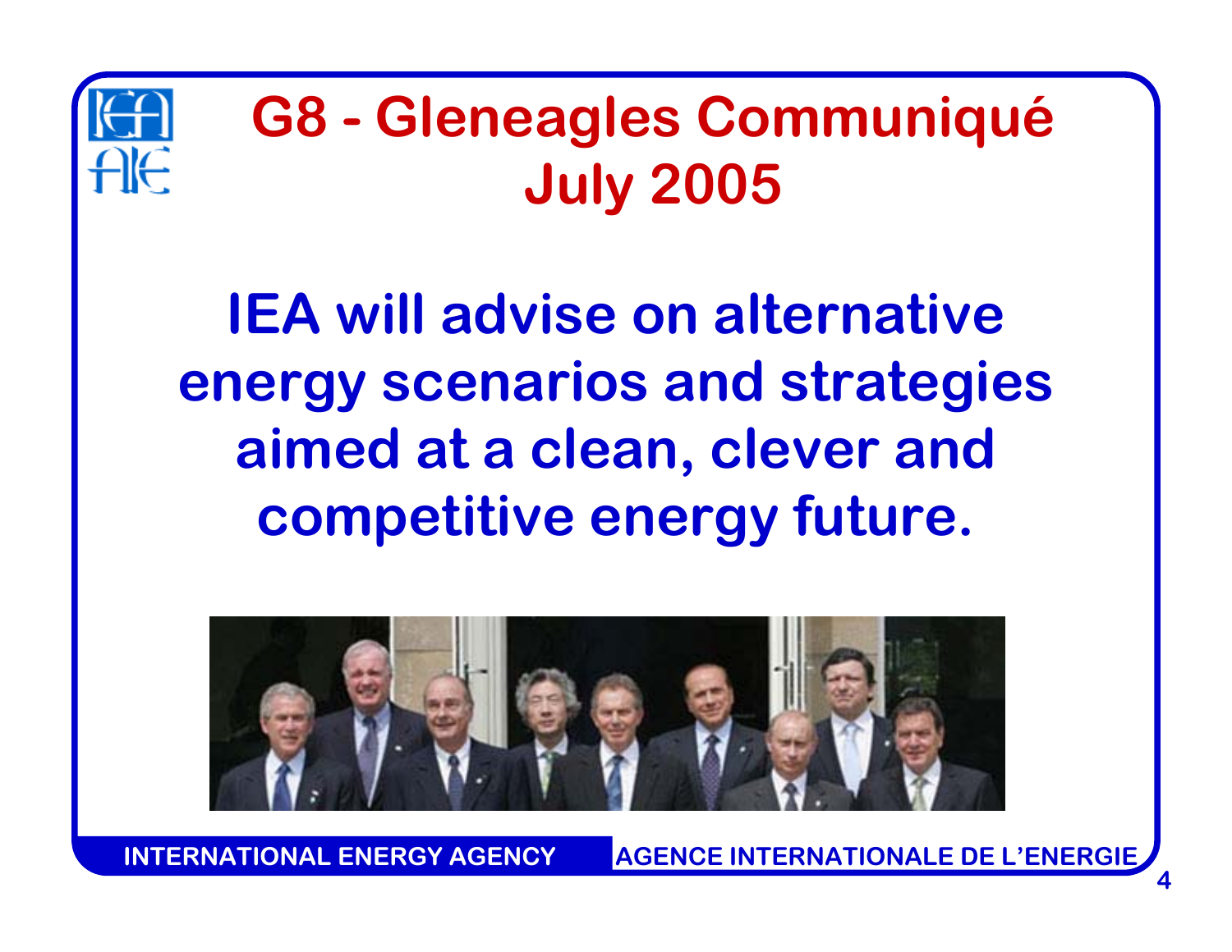# G8 - Gleneagles Communiqué July 2005

**IEA will advise on alternative energy scenarios and strategies aimed at a clean, clever and competitive energy future.**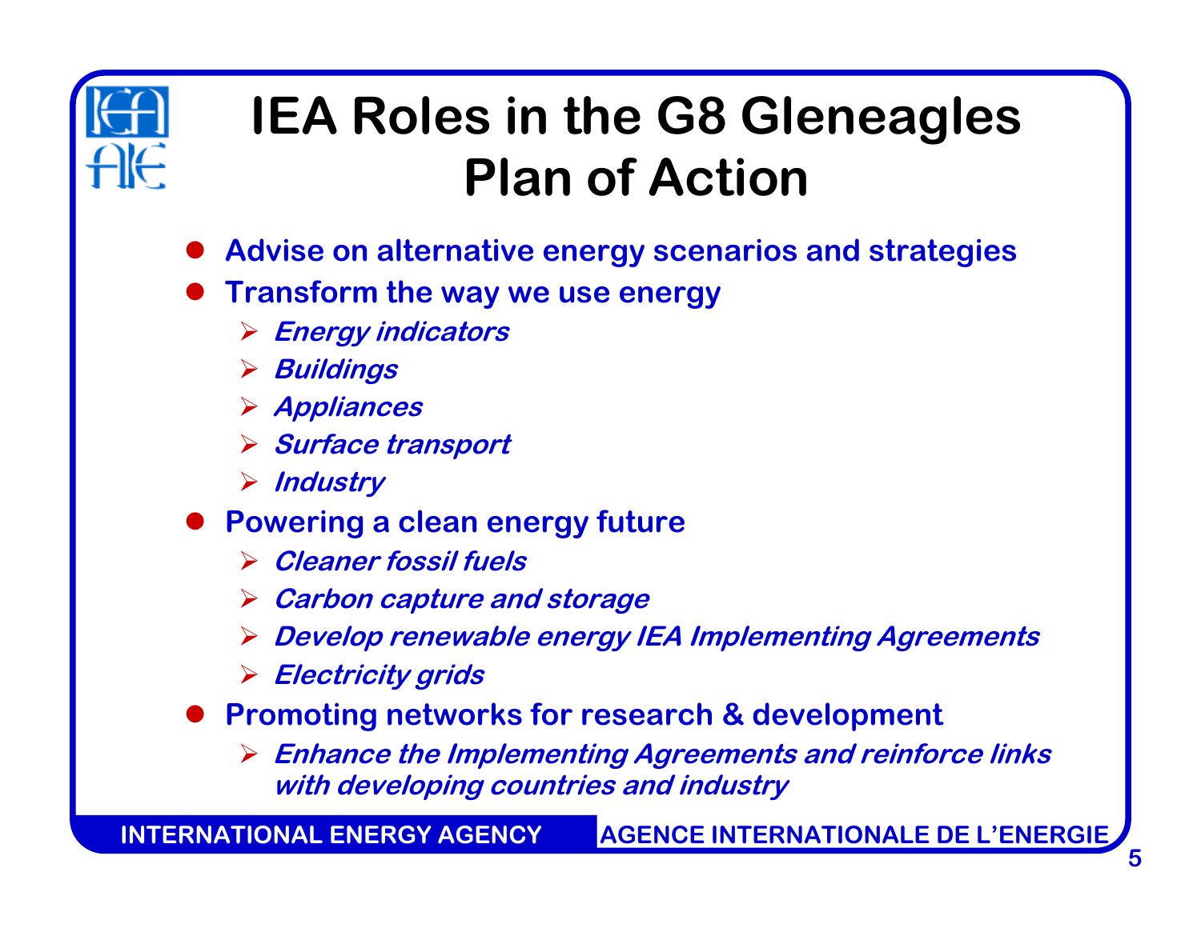# IEA Roles in the G8 Gleneagles Plan of Action

- **Advise on alternative energy scenarios and strategies**
- **Transform the way we use energy**
  - *Energy indicators*
  - *Buildings*
  - *Appliances*
  - *Surface transport*
  - *Industry*
- **Powering a clean energy future**
  - *Cleaner fossil fuels*
  - *Carbon capture and storage*
  - *Develop renewable energy IEA Implementing Agreements*
  - *Electricity grids*
- **Promoting networks for research & development**
  - *Enhance the Implementing Agreements and reinforce links with developing countries and industry*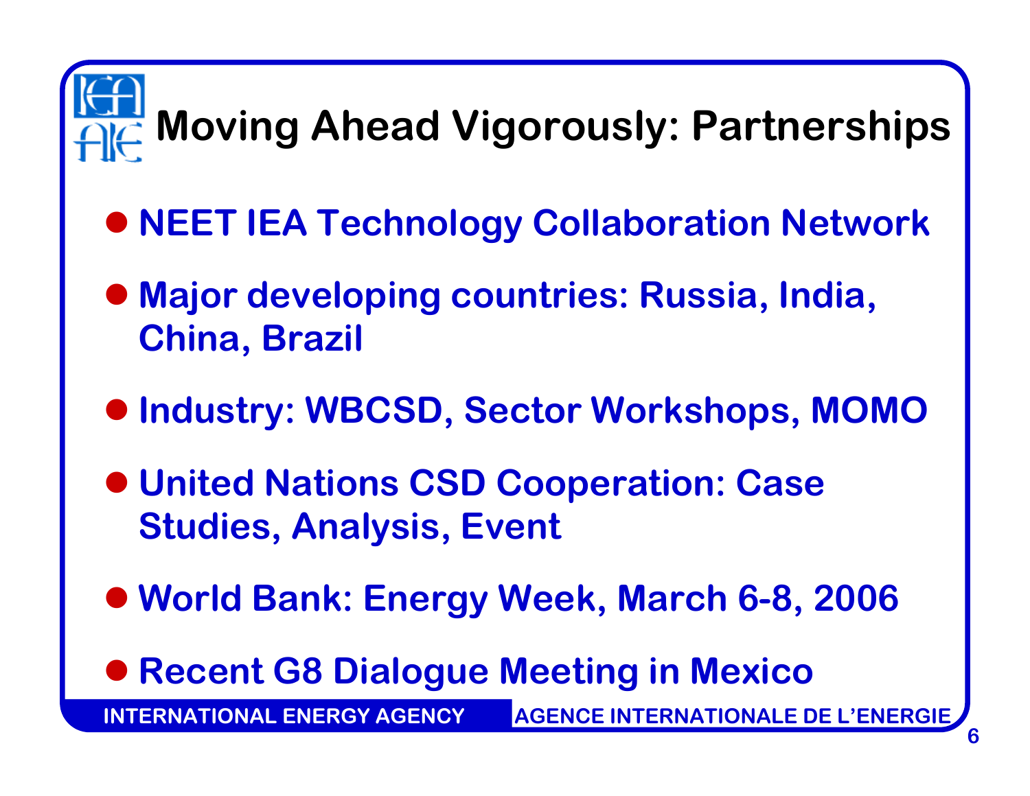# Moving Ahead Vigorously: Partnerships

- **NEET IEA Technology Collaboration Network**
- **Major developing countries: Russia, India, China, Brazil**
- **Industry: WBCSD, Sector Workshops, MOMO**
- **United Nations CSD Cooperation: Case Studies, Analysis, Event**
- **World Bank: Energy Week, March 6-8, 2006**
- **Recent G8 Dialogue Meeting in Mexico**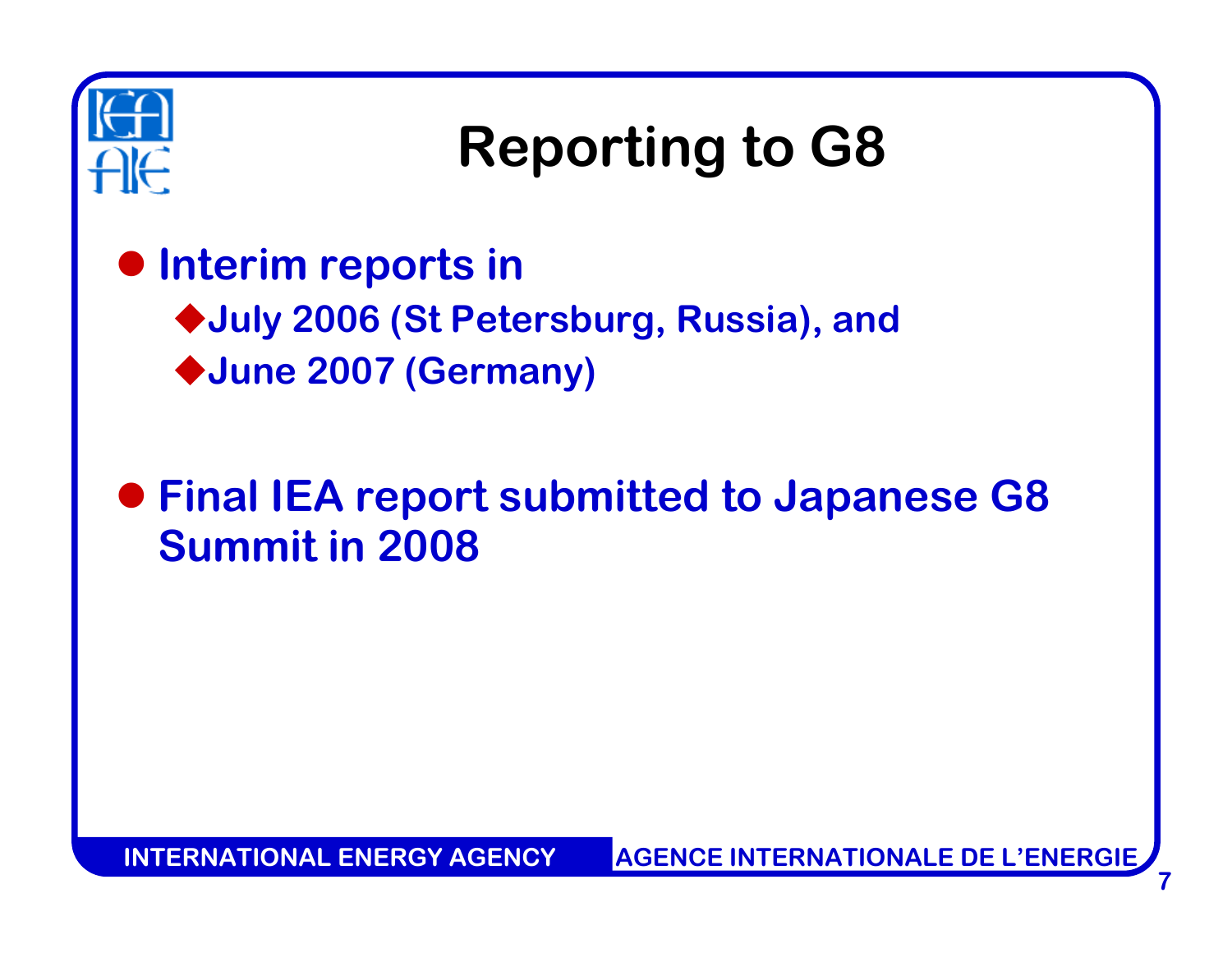# Reporting to G8

- Interim reports in
  - July 2006 (St Petersburg, Russia), and
  - June 2007 (Germany)

- Final IEA report submitted to Japanese G8 Summit in 2008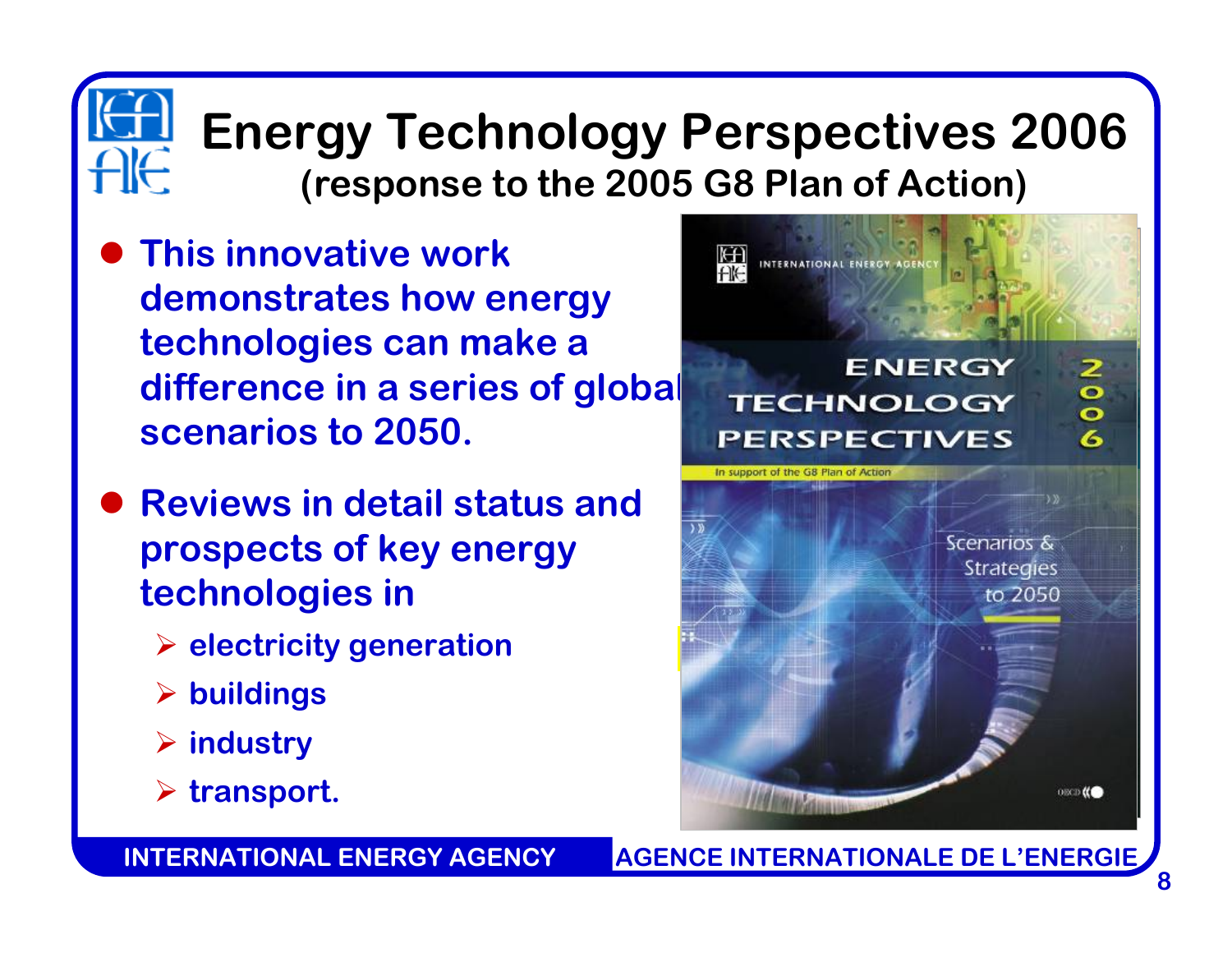# Energy Technology Perspectives 2006

## (response to the 2005 G8 Plan of Action)

- **This innovative work demonstrates how energy technologies can make a difference in a series of global scenarios to 2050.**
- **Reviews in detail status and prospects of key energy technologies in**
  - **electricity generation**
  - **buildings**
  - **industry**
  - **transport.**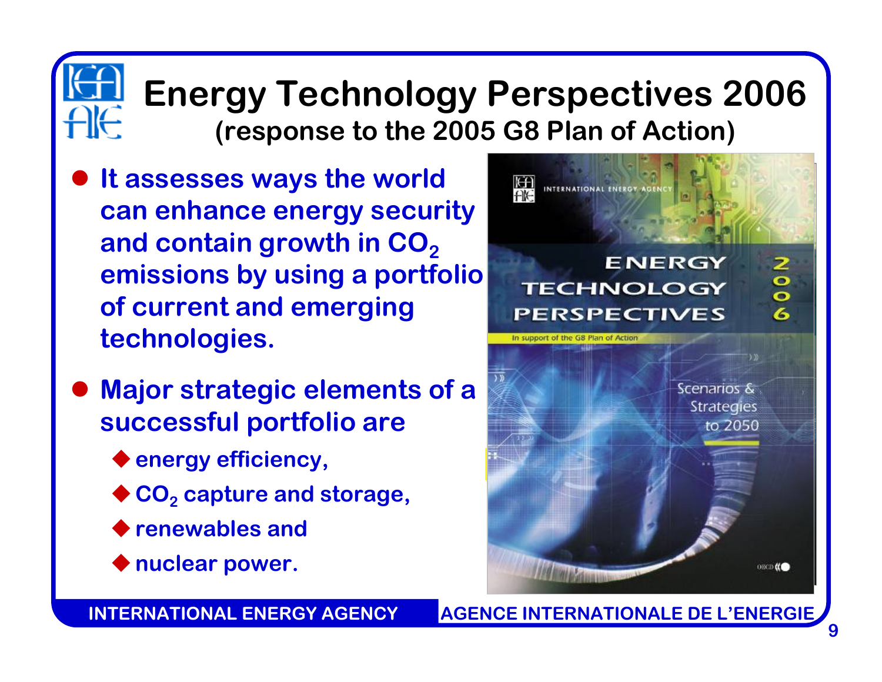# Energy Technology Perspectives 2006

## (response to the 2005 G8 Plan of Action)

- It assesses ways the world can enhance energy security and contain growth in $CO_2$ emissions by using a portfolio of current and emerging technologies.
- Major strategic elements of a successful portfolio are
  - energy efficiency,
  - $CO_2$ capture and storage,
  - renewables and
  - nuclear power.

INTERNATIONAL ENERGY AGENCY | AGENCE INTERNATIONALE DE L'ENERGIE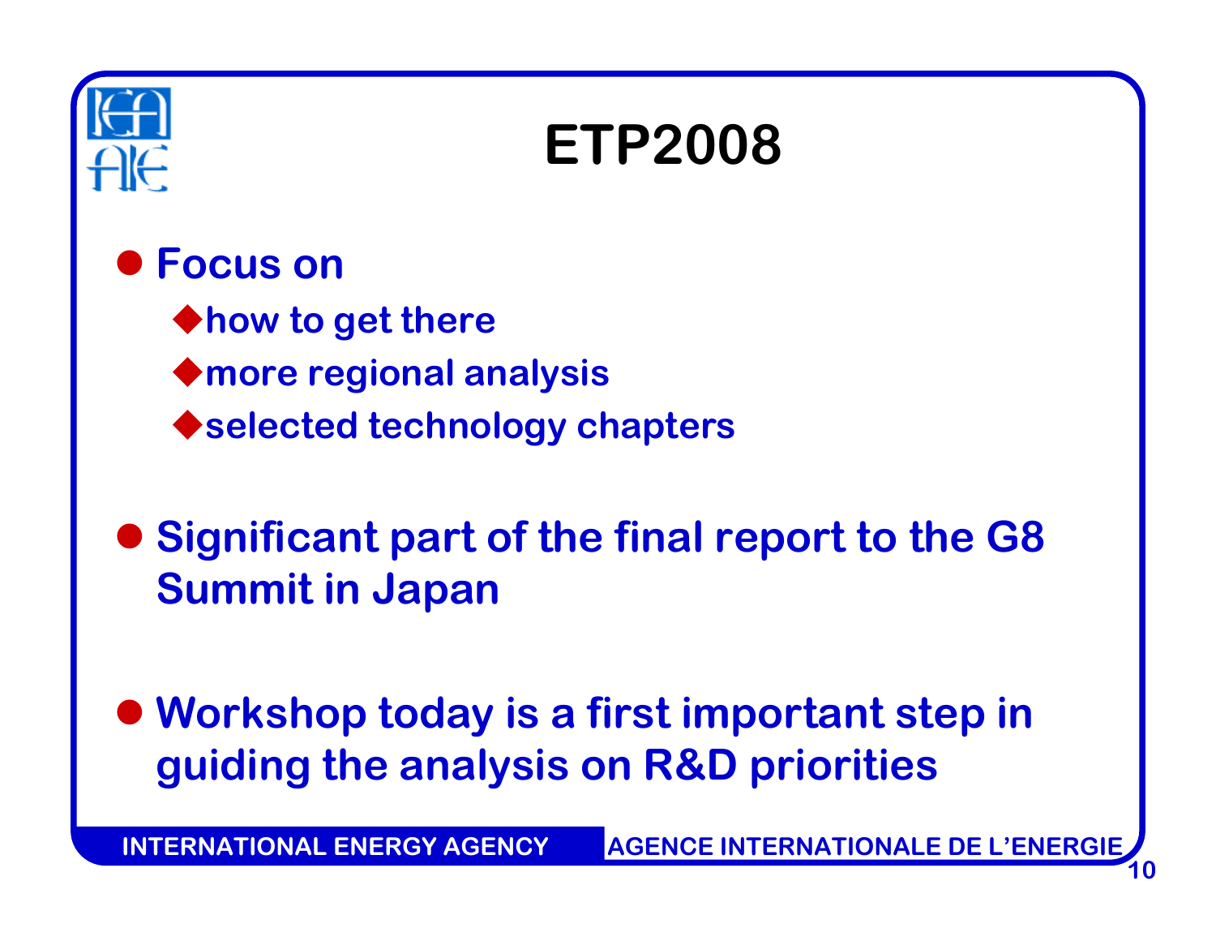# ETP2008

- Focus on
  - how to get there
  - more regional analysis
  - selected technology chapters
- Significant part of the final report to the G8 Summit in Japan
- Workshop today is a first important step in guiding the analysis on R&D priorities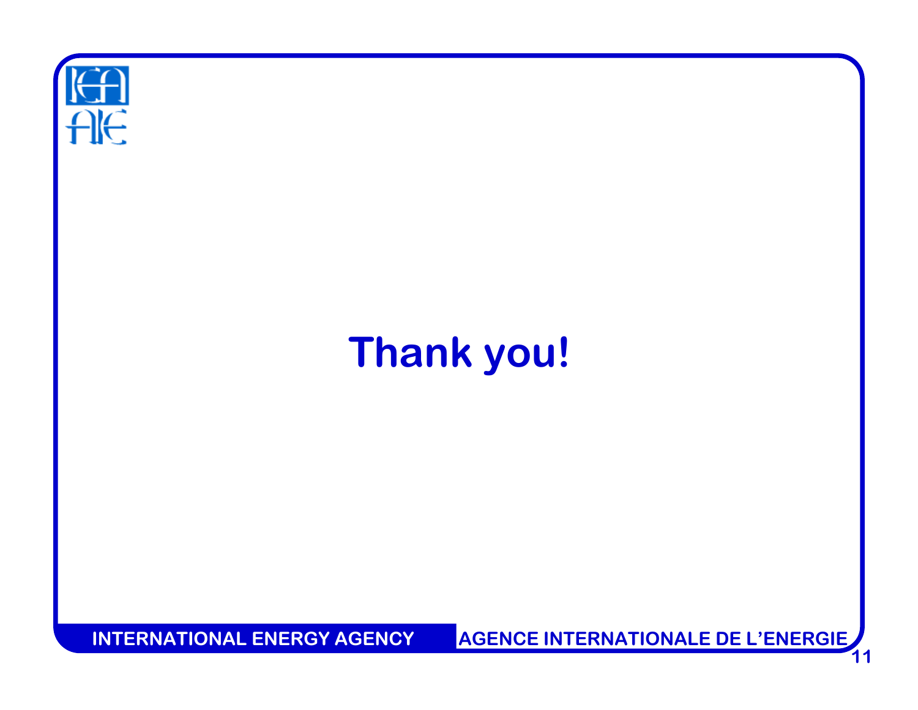# Thank you!